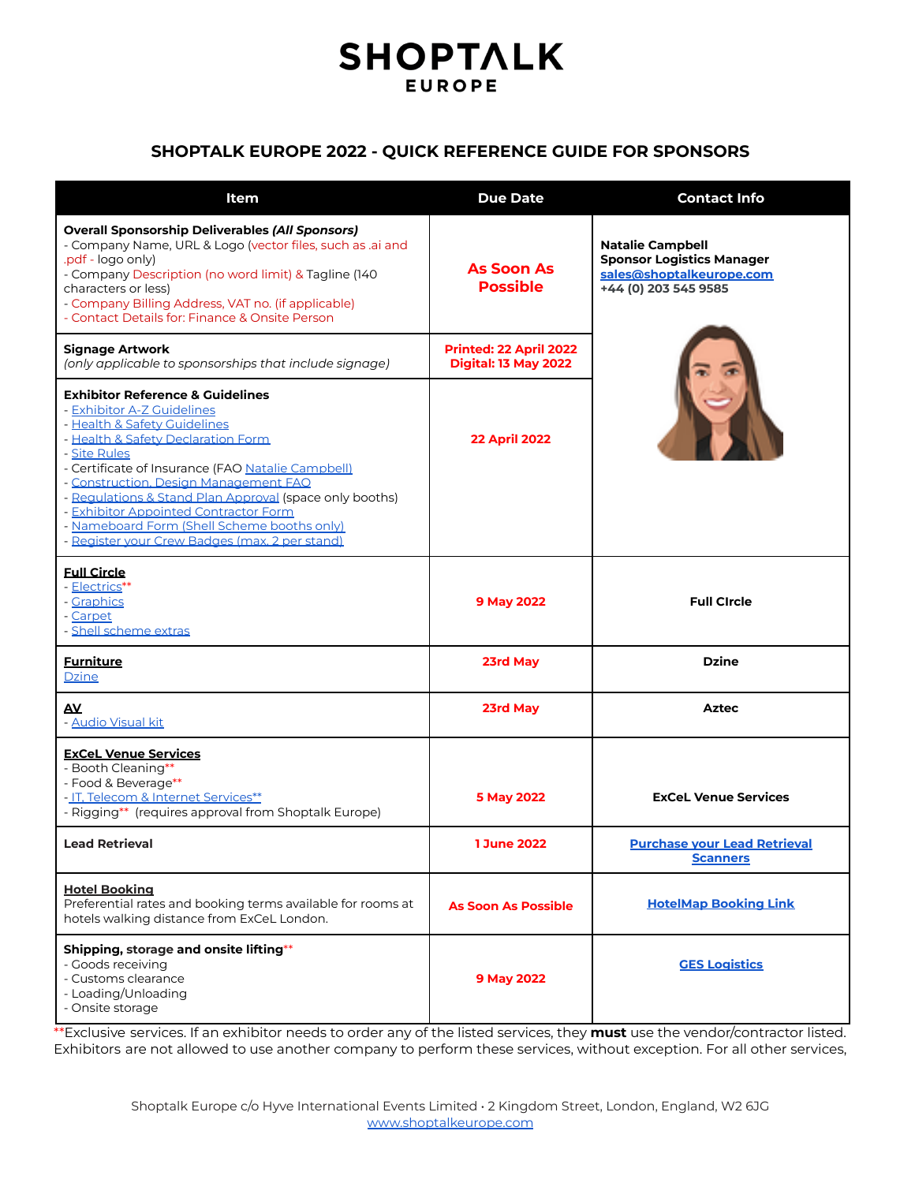# SHOPTALK EUROPE

## SHOPTALK EUROPE 2022 - QUICK REFERENCE GUIDE FOR SPONSORS

| Item | Due Date | Contact Info |
|---|---|---|
| **Overall Sponsorship Deliverables *(All Sponsors)***<br>- Company Name, URL & Logo (vector files, such as .ai and .pdf - logo only)<br>- Company Description (no word limit) & Tagline (140 characters or less)<br>- Company Billing Address, VAT no. (if applicable)<br>- Contact Details for: Finance & Onsite Person | **As Soon As Possible** | **Natalie Campbell**<br>**Sponsor Logistics Manager**<br>**sales@shoptalkeurope.com**<br>**+44 (0) 203 545 9585** |
| **Signage Artwork**<br>*(only applicable to sponsorships that include signage)* | **Printed: 22 April 2022**<br>**Digital: 13 May 2022** | |
| **Exhibitor Reference & Guidelines**<br>- Exhibitor A-Z Guidelines<br>- Health & Safety Guidelines<br>- Health & Safety Declaration Form<br>- Site Rules<br>- Certificate of Insurance (FAO Natalie Campbell)<br>- Construction, Design Management FAQ<br>- Regulations & Stand Plan Approval (space only booths)<br>- Exhibitor Appointed Contractor Form<br>- Nameboard Form (Shell Scheme booths only)<br>- Register your Crew Badges (max. 2 per stand) | **22 April 2022** | |
| **Full Circle**<br>- Electrics**<br>- Graphics<br>- Carpet<br>- Shell scheme extras | **9 May 2022** | **Full CIrcle** |
| **Furniture**<br>Dzine | **23rd May** | **Dzine** |
| **AV**<br>- Audio Visual kit | **23rd May** | **Aztec** |
| **ExCeL Venue Services**<br>- Booth Cleaning**<br>- Food & Beverage**<br>- IT, Telecom & Internet Services**<br>- Rigging** (requires approval from Shoptalk Europe) | **5 May 2022** | **ExCeL Venue Services** |
| **Lead Retrieval** | **1 June 2022** | **Purchase your Lead Retrieval Scanners** |
| **Hotel Booking**<br>Preferential rates and booking terms available for rooms at hotels walking distance from ExCeL London. | **As Soon As Possible** | **HotelMap Booking Link** |
| **Shipping, storage and onsite lifting****<br>- Goods receiving<br>- Customs clearance<br>- Loading/Unloading<br>- Onsite storage | **9 May 2022** | **GES Logistics** |

**Exclusive services. If an exhibitor needs to order any of the listed services, they **must** use the vendor/contractor listed. Exhibitors are not allowed to use another company to perform these services, without exception. For all other services,

Shoptalk Europe c/o Hyve International Events Limited · 2 Kingdom Street, London, England, W2 6JG
www.shoptalkeurope.com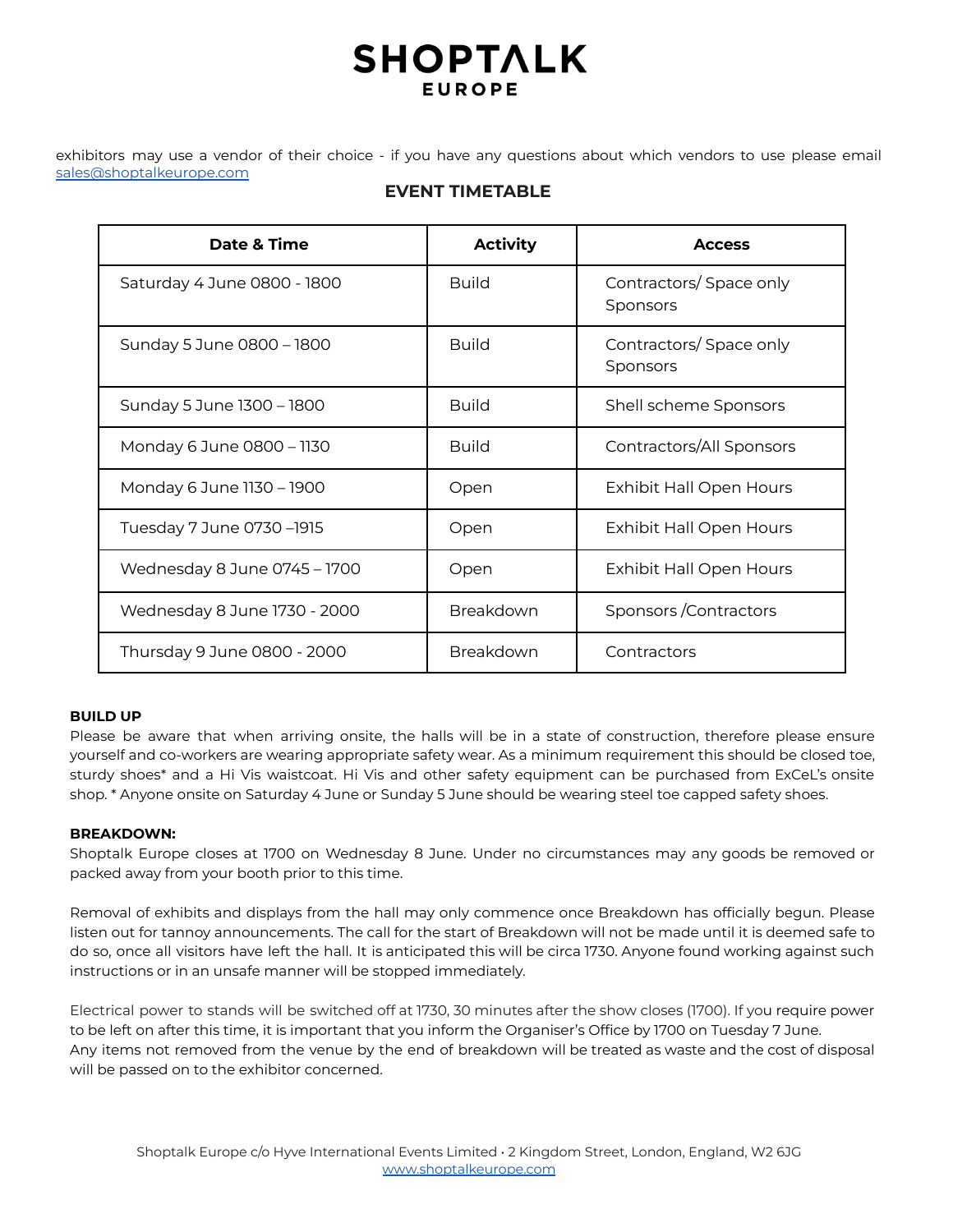exhibitors may use a vendor of their choice - if you have any questions about which vendors to use please email sales@shoptalkeurope.com

## EVENT TIMETABLE

| Date & Time | Activity | Access |
|---|---|---|
| Saturday 4 June 0800 - 1800 | Build | Contractors/ Space only Sponsors |
| Sunday 5 June 0800 – 1800 | Build | Contractors/ Space only Sponsors |
| Sunday 5 June 1300 – 1800 | Build | Shell scheme Sponsors |
| Monday 6 June 0800 – 1130 | Build | Contractors/All Sponsors |
| Monday 6 June 1130 – 1900 | Open | Exhibit Hall Open Hours |
| Tuesday 7 June 0730 –1915 | Open | Exhibit Hall Open Hours |
| Wednesday 8 June 0745 – 1700 | Open | Exhibit Hall Open Hours |
| Wednesday 8 June 1730 - 2000 | Breakdown | Sponsors /Contractors |
| Thursday 9 June 0800 - 2000 | Breakdown | Contractors |

**BUILD UP**

Please be aware that when arriving onsite, the halls will be in a state of construction, therefore please ensure yourself and co-workers are wearing appropriate safety wear. As a minimum requirement this should be closed toe, sturdy shoes* and a Hi Vis waistcoat. Hi Vis and other safety equipment can be purchased from ExCeL's onsite shop. * Anyone onsite on Saturday 4 June or Sunday 5 June should be wearing steel toe capped safety shoes.

**BREAKDOWN:**

Shoptalk Europe closes at 1700 on Wednesday 8 June. Under no circumstances may any goods be removed or packed away from your booth prior to this time.

Removal of exhibits and displays from the hall may only commence once Breakdown has officially begun. Please listen out for tannoy announcements. The call for the start of Breakdown will not be made until it is deemed safe to do so, once all visitors have left the hall. It is anticipated this will be circa 1730. Anyone found working against such instructions or in an unsafe manner will be stopped immediately.

Electrical power to stands will be switched off at 1730, 30 minutes after the show closes (1700). If you require power to be left on after this time, it is important that you inform the Organiser's Office by 1700 on Tuesday 7 June.
Any items not removed from the venue by the end of breakdown will be treated as waste and the cost of disposal will be passed on to the exhibitor concerned.

Shoptalk Europe c/o Hyve International Events Limited • 2 Kingdom Street, London, England, W2 6JG
www.shoptalkeurope.com